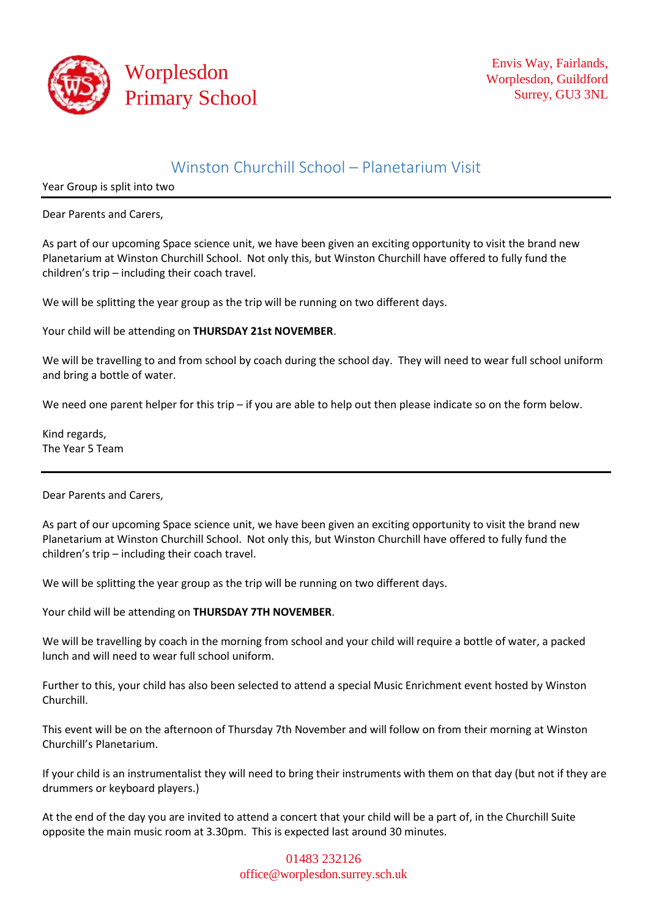# Worplesdon Primary School

Envis Way, Fairlands,
Worplesdon, Guildford
Surrey, GU3 3NL

## Winston Churchill School – Planetarium Visit

Year Group is split into two

---

Dear Parents and Carers,

As part of our upcoming Space science unit, we have been given an exciting opportunity to visit the brand new Planetarium at Winston Churchill School. Not only this, but Winston Churchill have offered to fully fund the children's trip – including their coach travel.

We will be splitting the year group as the trip will be running on two different days.

Your child will be attending on **THURSDAY 21st NOVEMBER**.

We will be travelling to and from school by coach during the school day. They will need to wear full school uniform and bring a bottle of water.

We need one parent helper for this trip – if you are able to help out then please indicate so on the form below.

Kind regards,
The Year 5 Team

---

Dear Parents and Carers,

As part of our upcoming Space science unit, we have been given an exciting opportunity to visit the brand new Planetarium at Winston Churchill School. Not only this, but Winston Churchill have offered to fully fund the children's trip – including their coach travel.

We will be splitting the year group as the trip will be running on two different days.

Your child will be attending on **THURSDAY 7TH NOVEMBER**.

We will be travelling by coach in the morning from school and your child will require a bottle of water, a packed lunch and will need to wear full school uniform.

Further to this, your child has also been selected to attend a special Music Enrichment event hosted by Winston Churchill.

This event will be on the afternoon of Thursday 7th November and will follow on from their morning at Winston Churchill's Planetarium.

If your child is an instrumentalist they will need to bring their instruments with them on that day (but not if they are drummers or keyboard players.)

At the end of the day you are invited to attend a concert that your child will be a part of, in the Churchill Suite opposite the main music room at 3.30pm. This is expected last around 30 minutes.

01483 232126
office@worplesdon.surrey.sch.uk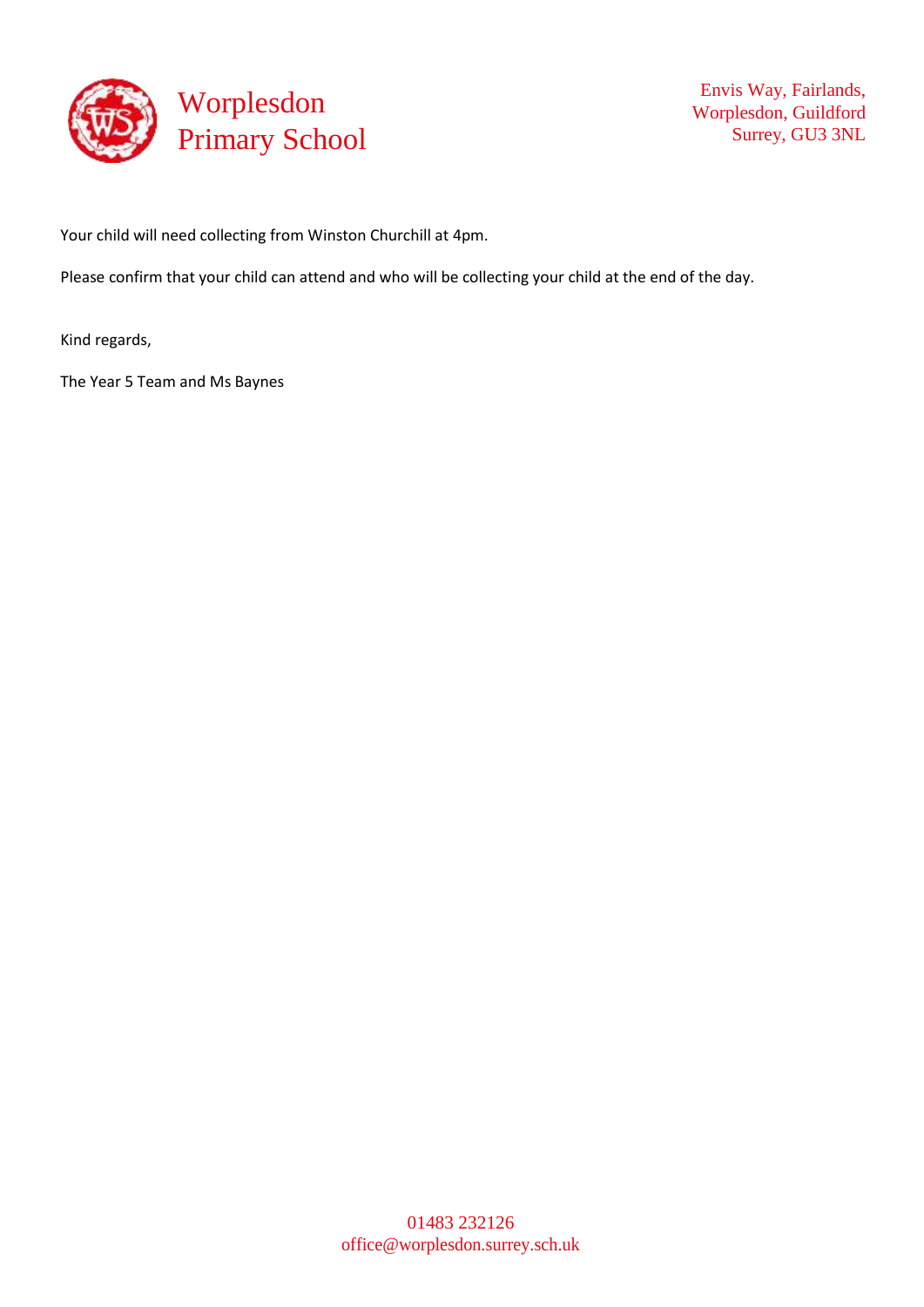Your child will need collecting from Winston Churchill at 4pm.

Please confirm that your child can attend and who will be collecting your child at the end of the day.

Kind regards,

The Year 5 Team and Ms Baynes